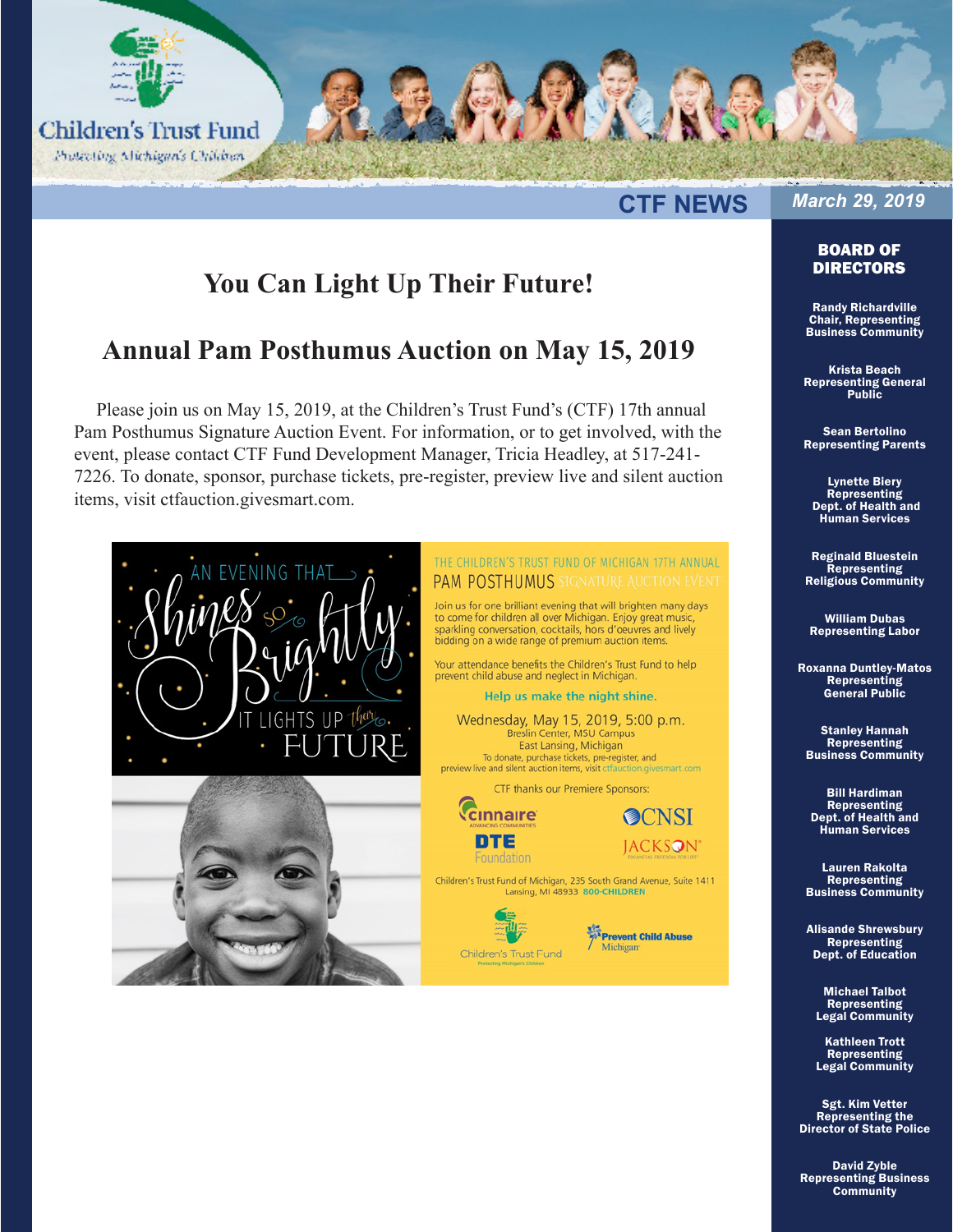# Children's Trust Fund

*Protecting Michigan's Children*

**CTF NEWS** — *March 29, 2019*

## You Can Light Up Their Future!

## Annual Pam Posthumus Auction on May 15, 2019

Please join us on May 15, 2019, at the Children's Trust Fund's (CTF) 17th annual Pam Posthumus Signature Auction Event. For information, or to get involved, with the event, please contact CTF Fund Development Manager, Tricia Headley, at 517-241-7226. To donate, sponsor, purchase tickets, pre-register, preview live and silent auction items, visit ctfauction.givesmart.com.

AN EVENING THAT Shines so Brightly IT LIGHTS UP their FUTURE

THE CHILDREN'S TRUST FUND OF MICHIGAN 17TH ANNUAL PAM POSTHUMUS SIGNATURE AUCTION EVENT

Join us for one brilliant evening that will brighten many days to come for children all over Michigan. Enjoy great music, sparkling conversation, cocktails, hors d'oeuvres and lively bidding on a wide range of premium auction items.

Your attendance benefits the Children's Trust Fund to help prevent child abuse and neglect in Michigan.

**Help us make the night shine.**

Wednesday, May 15, 2019, 5:00 p.m.
Breslin Center, MSU Campus
East Lansing, Michigan
To donate, purchase tickets, pre-register, and preview live and silent auction items, visit ctfauction.givesmart.com

CTF thanks our Premiere Sponsors:

Cinnaire — Advancing Communities
CNSI
DTE Foundation
Jackson — Financial Freedom for Life

Children's Trust Fund of Michigan, 235 South Grand Avenue, Suite 1411
Lansing, MI 48933 800-CHILDREN

Children's Trust Fund — Protecting Michigan's Children
Prevent Child Abuse Michigan

## BOARD OF DIRECTORS

**Randy Richardville**
Chair, Representing Business Community

**Krista Beach**
Representing General Public

**Sean Bertolino**
Representing Parents

**Lynette Biery**
Representing Dept. of Health and Human Services

**Reginald Bluestein**
Representing Religious Community

**William Dubas**
Representing Labor

**Roxanna Duntley-Matos**
Representing General Public

**Stanley Hannah**
Representing Business Community

**Bill Hardiman**
Representing Dept. of Health and Human Services

**Lauren Rakolta**
Representing Business Community

**Alisande Shrewsbury**
Representing Dept. of Education

**Michael Talbot**
Representing Legal Community

**Kathleen Trott**
Representing Legal Community

**Sgt. Kim Vetter**
Representing the Director of State Police

**David Zyble**
Representing Business Community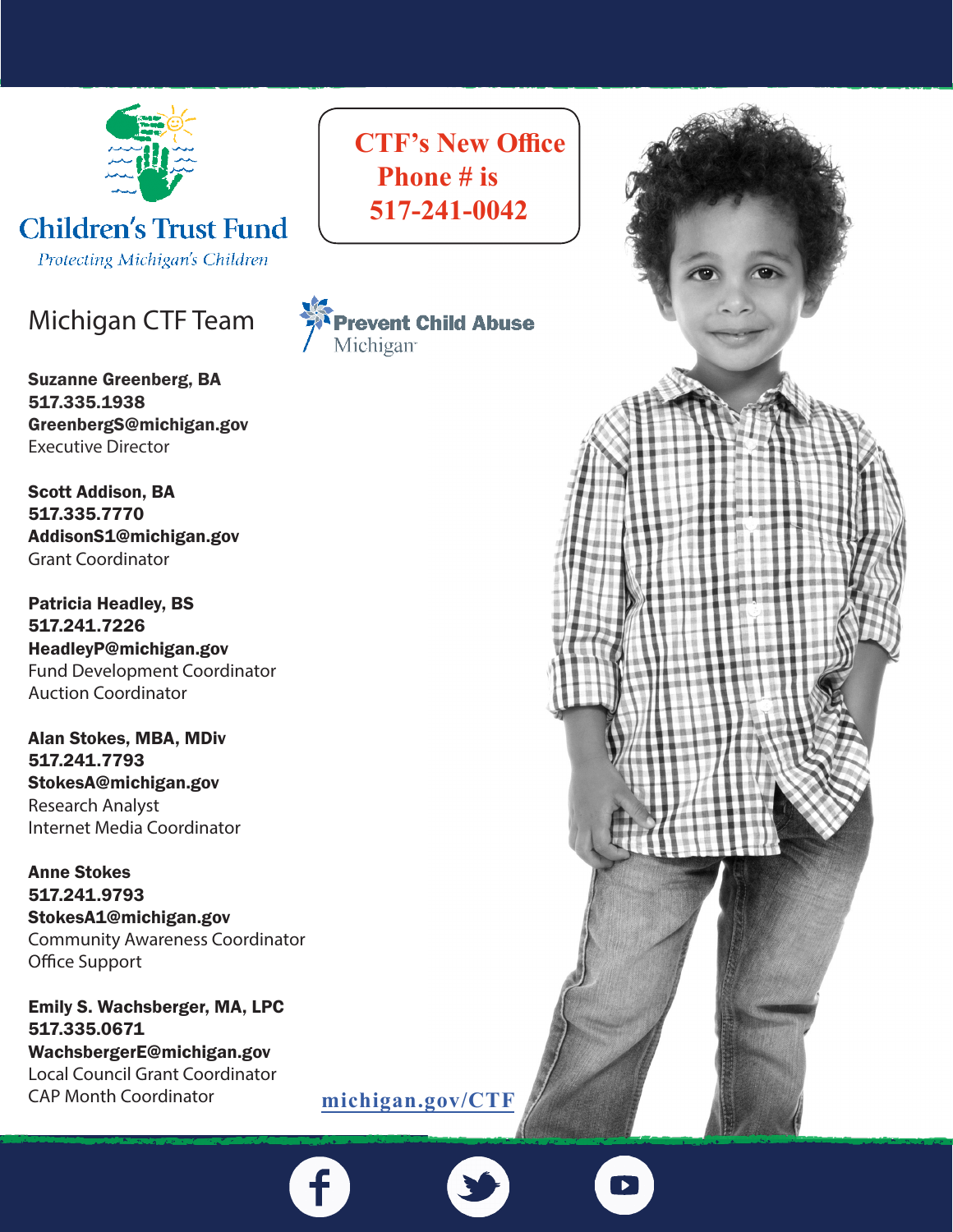Children's Trust Fund

*Protecting Michigan's Children*

**CTF's New Office Phone # is 517-241-0042**

## Michigan CTF Team

Prevent Child Abuse Michigan

**Suzanne Greenberg, BA**
**517.335.1938**
**GreenbergS@michigan.gov**
Executive Director

**Scott Addison, BA**
**517.335.7770**
**AddisonS1@michigan.gov**
Grant Coordinator

**Patricia Headley, BS**
**517.241.7226**
**HeadleyP@michigan.gov**
Fund Development Coordinator
Auction Coordinator

**Alan Stokes, MBA, MDiv**
**517.241.7793**
**StokesA@michigan.gov**
Research Analyst
Internet Media Coordinator

**Anne Stokes**
**517.241.9793**
**StokesA1@michigan.gov**
Community Awareness Coordinator
Office Support

**Emily S. Wachsberger, MA, LPC**
**517.335.0671**
**WachsbergerE@michigan.gov**
Local Council Grant Coordinator
CAP Month Coordinator

michigan.gov/CTF